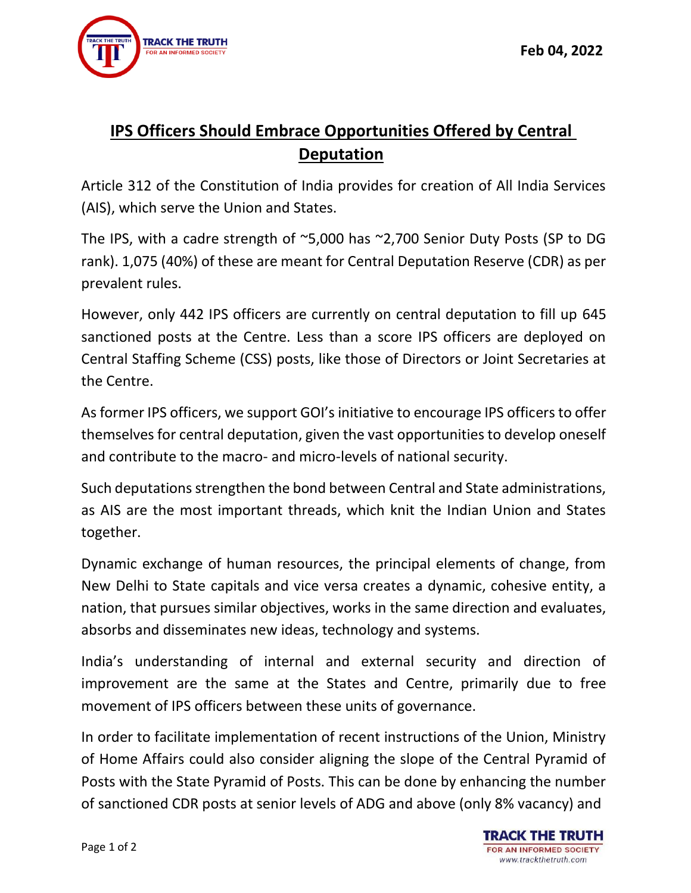Feb 04, 2022

# IPS Officers Should Embrace Opportunities Offered by Central Deputation

Article 312 of the Constitution of India provides for creation of All India Services (AIS), which serve the Union and States.

The IPS, with a cadre strength of ~5,000 has ~2,700 Senior Duty Posts (SP to DG rank). 1,075 (40%) of these are meant for Central Deputation Reserve (CDR) as per prevalent rules.

However, only 442 IPS officers are currently on central deputation to fill up 645 sanctioned posts at the Centre. Less than a score IPS officers are deployed on Central Staffing Scheme (CSS) posts, like those of Directors or Joint Secretaries at the Centre.

As former IPS officers, we support GOI's initiative to encourage IPS officers to offer themselves for central deputation, given the vast opportunities to develop oneself and contribute to the macro- and micro-levels of national security.

Such deputations strengthen the bond between Central and State administrations, as AIS are the most important threads, which knit the Indian Union and States together.

Dynamic exchange of human resources, the principal elements of change, from New Delhi to State capitals and vice versa creates a dynamic, cohesive entity, a nation, that pursues similar objectives, works in the same direction and evaluates, absorbs and disseminates new ideas, technology and systems.

India's understanding of internal and external security and direction of improvement are the same at the States and Centre, primarily due to free movement of IPS officers between these units of governance.

In order to facilitate implementation of recent instructions of the Union, Ministry of Home Affairs could also consider aligning the slope of the Central Pyramid of Posts with the State Pyramid of Posts. This can be done by enhancing the number of sanctioned CDR posts at senior levels of ADG and above (only 8% vacancy) and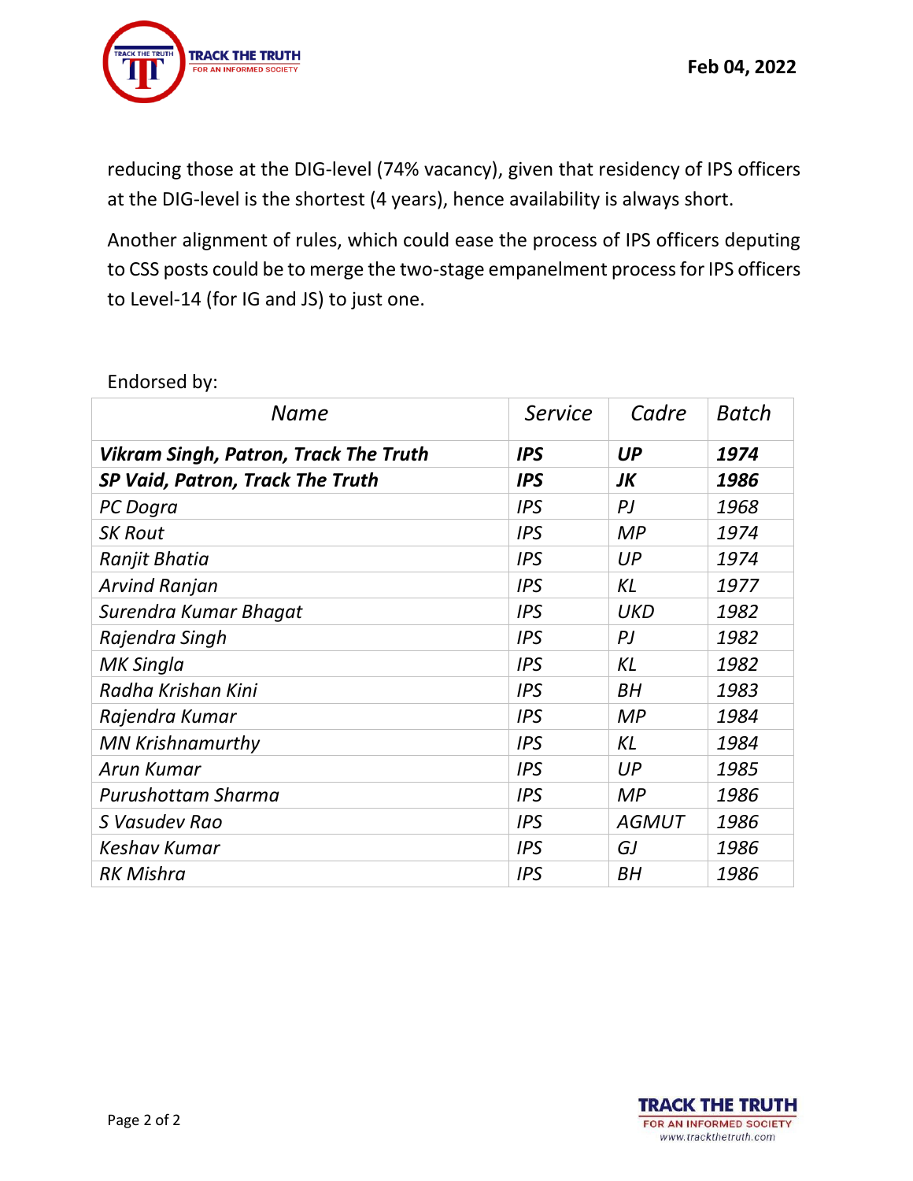reducing those at the DIG-level (74% vacancy), given that residency of IPS officers at the DIG-level is the shortest (4 years), hence availability is always short.

Another alignment of rules, which could ease the process of IPS officers deputing to CSS posts could be to merge the two-stage empanelment process for IPS officers to Level-14 (for IG and JS) to just one.

Endorsed by:

| *Name* | *Service* | *Cadre* | *Batch* |
|---|---|---|---|
| ***Vikram Singh, Patron, Track The Truth*** | ***IPS*** | ***UP*** | ***1974*** |
| ***SP Vaid, Patron, Track The Truth*** | ***IPS*** | ***JK*** | ***1986*** |
| *PC Dogra* | *IPS* | *PJ* | *1968* |
| *SK Rout* | *IPS* | *MP* | *1974* |
| *Ranjit Bhatia* | *IPS* | *UP* | *1974* |
| *Arvind Ranjan* | *IPS* | *KL* | *1977* |
| *Surendra Kumar Bhagat* | *IPS* | *UKD* | *1982* |
| *Rajendra Singh* | *IPS* | *PJ* | *1982* |
| *MK Singla* | *IPS* | *KL* | *1982* |
| *Radha Krishan Kini* | *IPS* | *BH* | *1983* |
| *Rajendra Kumar* | *IPS* | *MP* | *1984* |
| *MN Krishnamurthy* | *IPS* | *KL* | *1984* |
| *Arun Kumar* | *IPS* | *UP* | *1985* |
| *Purushottam Sharma* | *IPS* | *MP* | *1986* |
| *S Vasudev Rao* | *IPS* | *AGMUT* | *1986* |
| *Keshav Kumar* | *IPS* | *GJ* | *1986* |
| *RK Mishra* | *IPS* | *BH* | *1986* |